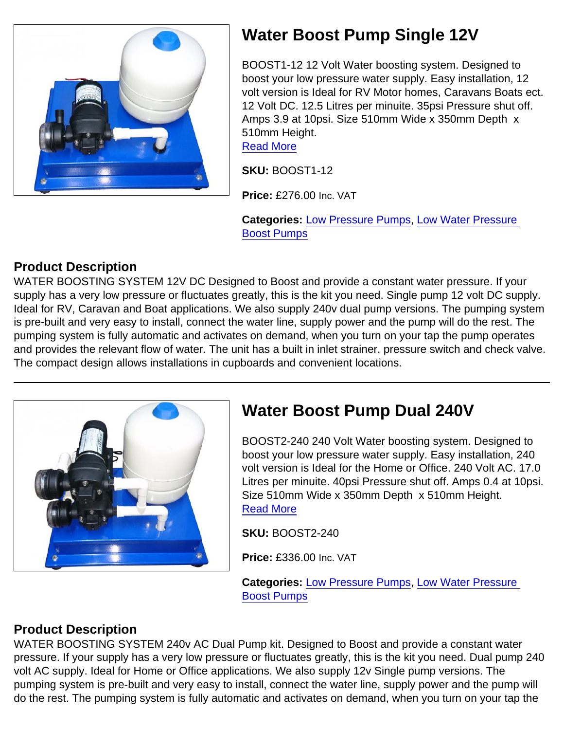## Water Boost Pump Single 12V

BOOST1-12 12 Volt Water boosting system. Designed to boost your low pressure water supply. Easy installation, 12 volt version is Ideal for RV Motor homes, Caravans Boats ect. 12 Volt DC. 12.5 Litres per minuite. 35psi Pressure shut off. Amps 3.9 at 10psi. Size 510mm Wide x 350mm Depth x 510mm Height.
Read More

**SKU:** BOOST1-12

**Price:** £276.00 Inc. VAT

**Categories:** Low Pressure Pumps, Low Water Pressure Boost Pumps

### Product Description

WATER BOOSTING SYSTEM 12V DC Designed to Boost and provide a constant water pressure. If your supply has a very low pressure or fluctuates greatly, this is the kit you need. Single pump 12 volt DC supply. Ideal for RV, Caravan and Boat applications. We also supply 240v dual pump versions. The pumping system is pre-built and very easy to install, connect the water line, supply power and the pump will do the rest. The pumping system is fully automatic and activates on demand, when you turn on your tap the pump operates and provides the relevant flow of water. The unit has a built in inlet strainer, pressure switch and check valve. The compact design allows installations in cupboards and convenient locations.

---

## Water Boost Pump Dual 240V

BOOST2-240 240 Volt Water boosting system. Designed to boost your low pressure water supply. Easy installation, 240 volt version is Ideal for the Home or Office. 240 Volt AC. 17.0 Litres per minuite. 40psi Pressure shut off. Amps 0.4 at 10psi. Size 510mm Wide x 350mm Depth x 510mm Height.
Read More

**SKU:** BOOST2-240

**Price:** £336.00 Inc. VAT

**Categories:** Low Pressure Pumps, Low Water Pressure Boost Pumps

### Product Description

WATER BOOSTING SYSTEM 240v AC Dual Pump kit. Designed to Boost and provide a constant water pressure. If your supply has a very low pressure or fluctuates greatly, this is the kit you need. Dual pump 240 volt AC supply. Ideal for Home or Office applications. We also supply 12v Single pump versions. The pumping system is pre-built and very easy to install, connect the water line, supply power and the pump will do the rest. The pumping system is fully automatic and activates on demand, when you turn on your tap the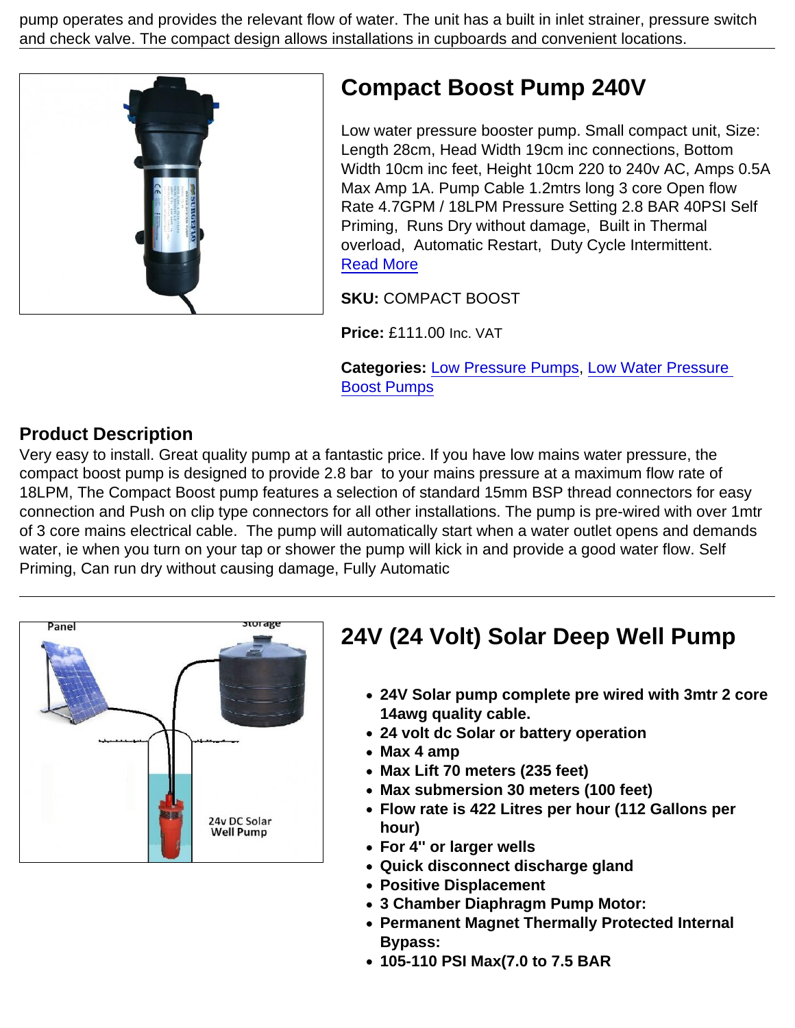pump operates and provides the relevant flow of water. The unit has a built in inlet strainer, pressure switch and check valve. The compact design allows installations in cupboards and convenient locations.

## Compact Boost Pump 240V

Low water pressure booster pump. Small compact unit, Size: Length 28cm, Head Width 19cm inc connections, Bottom Width 10cm inc feet, Height 10cm 220 to 240v AC, Amps 0.5A Max Amp 1A. Pump Cable 1.2mtrs long 3 core Open flow Rate 4.7GPM / 18LPM Pressure Setting 2.8 BAR 40PSI Self Priming, Runs Dry without damage, Built in Thermal overload, Automatic Restart, Duty Cycle Intermittent. Read More

**SKU:** COMPACT BOOST

**Price:** £111.00 Inc. VAT

**Categories:** Low Pressure Pumps, Low Water Pressure Boost Pumps

### Product Description

Very easy to install. Great quality pump at a fantastic price. If you have low mains water pressure, the compact boost pump is designed to provide 2.8 bar to your mains pressure at a maximum flow rate of 18LPM, The Compact Boost pump features a selection of standard 15mm BSP thread connectors for easy connection and Push on clip type connectors for all other installations. The pump is pre-wired with over 1mtr of 3 core mains electrical cable. The pump will automatically start when a water outlet opens and demands water, ie when you turn on your tap or shower the pump will kick in and provide a good water flow. Self Priming, Can run dry without causing damage, Fully Automatic

---

## 24V (24 Volt) Solar Deep Well Pump

- **24V Solar pump complete pre wired with 3mtr 2 core 14awg quality cable.**
- **24 volt dc Solar or battery operation**
- **Max 4 amp**
- **Max Lift 70 meters (235 feet)**
- **Max submersion 30 meters (100 feet)**
- **Flow rate is 422 Litres per hour (112 Gallons per hour)**
- **For 4" or larger wells**
- **Quick disconnect discharge gland**
- **Positive Displacement**
- **3 Chamber Diaphragm Pump Motor:**
- **Permanent Magnet Thermally Protected Internal Bypass:**
- **105-110 PSI Max(7.0 to 7.5 BAR**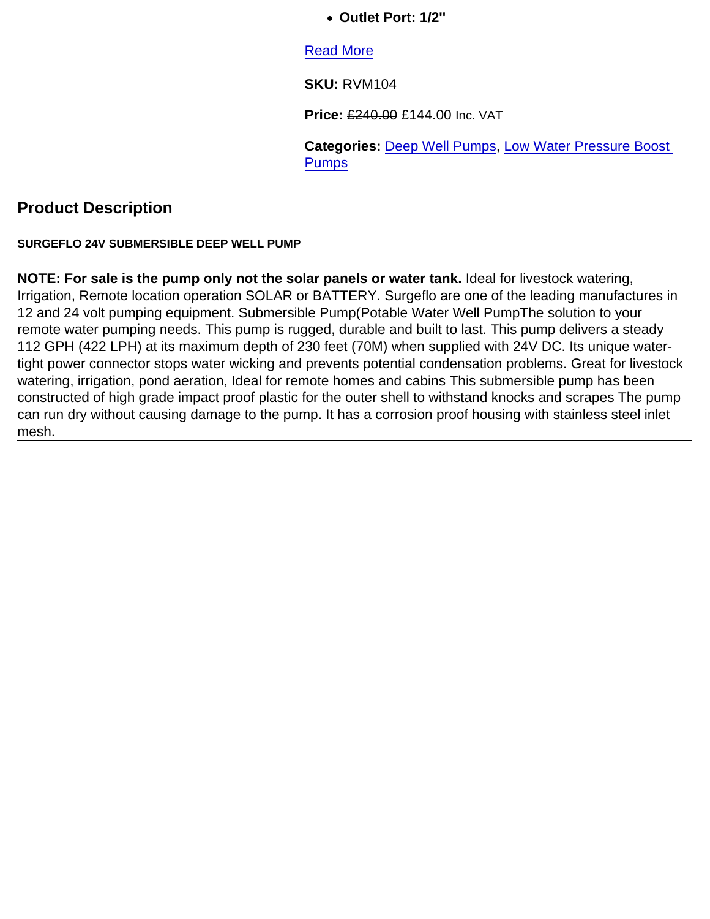- **Outlet Port: 1/2"**

Read More

**SKU:** RVM104

**Price:** ~~£240.00~~ £144.00 Inc. VAT

**Categories:** Deep Well Pumps, Low Water Pressure Boost Pumps

## Product Description

#### SURGEFLO 24V SUBMERSIBLE DEEP WELL PUMP

**NOTE: For sale is the pump only not the solar panels or water tank.** Ideal for livestock watering, Irrigation, Remote location operation SOLAR or BATTERY. Surgeflo are one of the leading manufactures in 12 and 24 volt pumping equipment. Submersible Pump(Potable Water Well PumpThe solution to your remote water pumping needs. This pump is rugged, durable and built to last. This pump delivers a steady 112 GPH (422 LPH) at its maximum depth of 230 feet (70M) when supplied with 24V DC. Its unique water-tight power connector stops water wicking and prevents potential condensation problems. Great for livestock watering, irrigation, pond aeration, Ideal for remote homes and cabins This submersible pump has been constructed of high grade impact proof plastic for the outer shell to withstand knocks and scrapes The pump can run dry without causing damage to the pump. It has a corrosion proof housing with stainless steel inlet mesh.

---